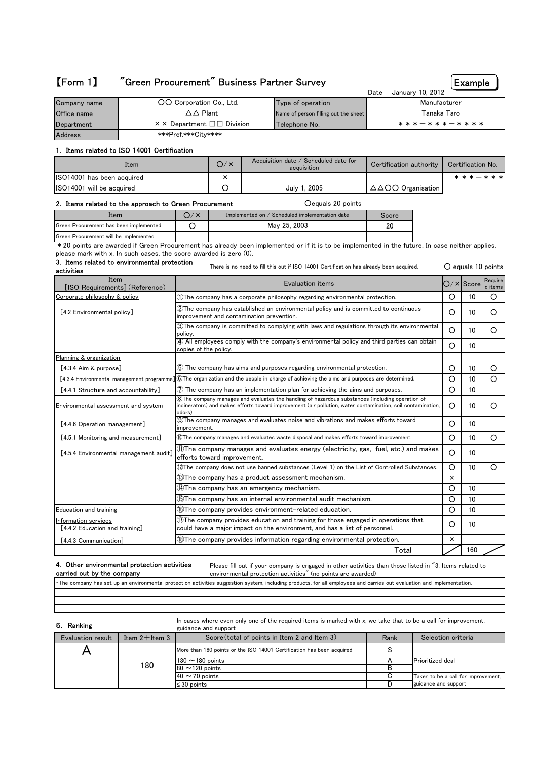# 【Form 1】 "Green Procurement" Business Partner Survey

**Example**

Date January 10, 2012

| Company name | ○○ Corporation Co., Ltd. | Type of operation | Manufacturer |
|---|---|---|---|
| Office name | △△ Plant | Name of person filling out the sheet | Tanaka Taro |
| Department | ×× Department □□ Division | Telephone No. | ＊＊＊－＊＊＊＊－＊＊＊＊ |
| Address | ***Pref.***City**** | | |

### 1. Items related to ISO 14001 Certification

| Item | ○/× | Acquisition date / Scheduled date for acquisition | Certification authority | Certification No. |
|---|---|---|---|---|
| ISO14001 has been acquired | × | | | ＊＊＊－＊＊＊ |
| ISO14001 will be acquired | ○ | July 1, 2005 | △△○○ Organisation | |

### 2. Items related to the approach to Green Procurement

○equals 20 points

| Item | ○/× | Implemented on / Scheduled implementation date | Score |
|---|---|---|---|
| Green Procurement has been implemented | ○ | May 25, 2003 | 20 |
| Green Procurement will be implemented | | | |

＊20 points are awarded if Green Procurement has already been implemented or if it is to be implemented in the future. In case neither applies, please mark with x. In such cases, the score awarded is zero (0).

### 3. Items related to environmental protection activities

There is no need to fill this out if ISO 14001 Certification has already been acquired.

○ equals 10 points

| Item [ISO Requirements] (Reference) | Evaluation items | ○/× | Score | Required items |
|---|---|---|---|---|
| Corporate philosophy & policy | ①The company has a corporate philosophy regarding environmental protection. | ○ | 10 | ○ |
| [4.2 Environmental policy] | ②The company has established an environmental policy and is committed to continuous improvement and contamination prevention. | ○ | 10 | ○ |
| | ③The company is committed to complying with laws and regulations through its environmental policy. | ○ | 10 | ○ |
| | ④ All employees comply with the company's environmental policy and third parties can obtain copies of the policy. | ○ | 10 | |
| Planning & organization | | | | |
| [4.3.4 Aim & purpose] | ⑤ The company has aims and purposes regarding environmental protection. | ○ | 10 | ○ |
| [4.3.4 Environmental management programme] | ⑥The organization and the people in charge of achieving the aims and purposes are determined. | ○ | 10 | ○ |
| [4.4.1 Structure and accountability] | ⑦ The company has an implementation plan for achieving the aims and purposes. | ○ | 10 | |
| Environmental assessment and system | ⑧The company manages and evaluates the handling of hazardous substances (including operation of incinerators) and makes efforts toward improvement (air pollution, water contamination, soil contamination, odors) | ○ | 10 | ○ |
| [4.4.6 Operation management] | ⑨The company manages and evaluates noise and vibrations and makes efforts toward improvement. | ○ | 10 | |
| [4.5.1 Monitoring and measurement] | ⑩The company manages and evaluates waste disposal and makes efforts toward improvement. | ○ | 10 | ○ |
| [4.5.4 Environmental management audit] | ⑪The company manages and evaluates energy (electricity, gas, fuel, etc.) and makes efforts toward improvement. | ○ | 10 | |
| | ⑫The company does not use banned substances (Level 1) on the List of Controlled Substances. | ○ | 10 | ○ |
| | ⑬The company has a product assessment mechanism. | × | | |
| | ⑭The company has an emergency mechanism. | ○ | 10 | |
| | ⑮The company has an internal environmental audit mechanism. | ○ | 10 | |
| Education and training | ⑯The company provides environment-related education. | ○ | 10 | |
| Information services [4.4.2 Education and training] | ⑰The company provides education and training for those engaged in operations that could have a major impact on the environment, and has a list of personnel. | ○ | 10 | |
| [4.4.3 Communication] | ⑱The company provides information regarding environmental protection. | × | | |
| | Total | | 160 | |

### 4. Other environmental protection activities carried out by the company

Please fill out if your company is engaged in other activities than those listed in "3. Items related to environmental protection activities" (no points are awarded)

・The company has set up an environmental protection activities suggestion system, including products, for all employees and carries out evaluation and implementation.

### 5. Ranking

In cases where even only one of the required items is marked with x, we take that to be a call for improvement, guidance and support

| Evaluation result | Item 2＋Item 3 | Score (total of points in Item 2 and Item 3) | Rank | Selection criteria |
|---|---|---|---|---|
| A | 180 | More than 180 points or the ISO 14001 Certification has been acquired | S | Prioritized deal |
| | | 130 ～180 points | A | |
| | | 80 ～120 points | B | |
| | | 40 ～70 points | C | Taken to be a call for improvement, guidance and support |
| | | ≤ 30 points | D | |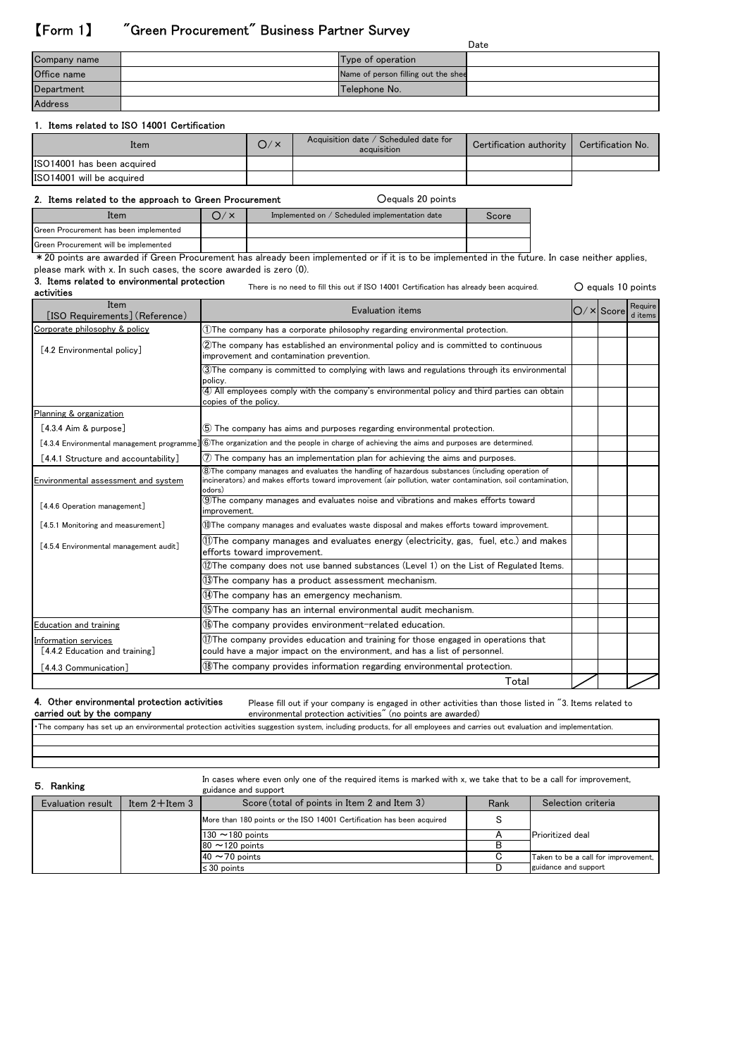# 【Form 1】 "Green Procurement" Business Partner Survey

Date

| Company name | | Type of operation | |
|---|---|---|---|
| Office name | | Name of person filling out the shee | |
| Department | | Telephone No. | |
| Address | | | |

### 1. Items related to ISO 14001 Certification

| Item | ○/× | Acquisition date / Scheduled date for acquisition | Certification authority | Certification No. |
|---|---|---|---|---|
| ISO14001 has been acquired | | | | |
| ISO14001 will be acquired | | | | |

### 2. Items related to the approach to Green Procurement

○equals 20 points

| Item | ○/× | Implemented on / Scheduled implementation date | Score |
|---|---|---|---|
| Green Procurement has been implemented | | | |
| Green Procurement will be implemented | | | |

*20 points are awarded if Green Procurement has already been implemented or if it is to be implemented in the future. In case neither applies, please mark with x. In such cases, the score awarded is zero (0).

### 3. Items related to environmental protection activities

There is no need to fill this out if ISO 14001 Certification has already been acquired.

○ equals 10 points

| Item [ISO Requirements] (Reference) | Evaluation items | ○/× | Score | Required items |
|---|---|---|---|---|
| Corporate philosophy & policy | ①The company has a corporate philosophy regarding environmental protection. | | | |
| [4.2 Environmental policy] | ②The company has established an environmental policy and is committed to continuous improvement and contamination prevention. | | | |
| | ③The company is committed to complying with laws and regulations through its environmental policy. | | | |
| | ④ All employees comply with the company's environmental policy and third parties can obtain copies of the policy. | | | |
| Planning & organization | | | | |
| [4.3.4 Aim & purpose] | ⑤ The company has aims and purposes regarding environmental protection. | | | |
| [4.3.4 Environmental management programme] | ⑥The organization and the people in charge of achieving the aims and purposes are determined. | | | |
| [4.4.1 Structure and accountability] | ⑦ The company has an implementation plan for achieving the aims and purposes. | | | |
| Environmental assessment and system | ⑧The company manages and evaluates the handling of hazardous substances (including operation of incinerators) and makes efforts toward improvement (air pollution, water contamination, soil contamination, odors) | | | |
| [4.4.6 Operation management] | ⑨The company manages and evaluates noise and vibrations and makes efforts toward improvement. | | | |
| [4.5.1 Monitoring and measurement] | ⑩The company manages and evaluates waste disposal and makes efforts toward improvement. | | | |
| [4.5.4 Environmental management audit] | ⑪The company manages and evaluates energy (electricity, gas, fuel, etc.) and makes efforts toward improvement. | | | |
| | ⑫The company does not use banned substances (Level 1) on the List of Regulated Items. | | | |
| | ⑬The company has a product assessment mechanism. | | | |
| | ⑭The company has an emergency mechanism. | | | |
| | ⑮The company has an internal environmental audit mechanism. | | | |
| Education and training | ⑯The company provides environment-related education. | | | |
| Information services [4.4.2 Education and training] | ⑰The company provides education and training for those engaged in operations that could have a major impact on the environment, and has a list of personnel. | | | |
| [4.4.3 Communication] | ⑱The company provides information regarding environmental protection. | | | |
| | Total | | | |

### 4. Other environmental protection activities carried out by the company

Please fill out if your company is engaged in other activities than those listed in "3. Items related to environmental protection activities" (no points are awarded)

| |
|---|
| ・The company has set up an environmental protection activities suggestion system, including products, for all employees and carries out evaluation and implementation. |
| |
| |
| |

### 5. Ranking

In cases where even only one of the required items is marked with x, we take that to be a call for improvement, guidance and support

| Evaluation result | Item 2＋Item 3 | Score (total of points in Item 2 and Item 3) | Rank | Selection criteria |
|---|---|---|---|---|
| | | More than 180 points or the ISO 14001 Certification has been acquired | S | Prioritized deal |
| | | 130 ～180 points | A | |
| | | 80 ～120 points | B | |
| | | 40 ～70 points | C | Taken to be a call for improvement, guidance and support |
| | | ≤ 30 points | D | |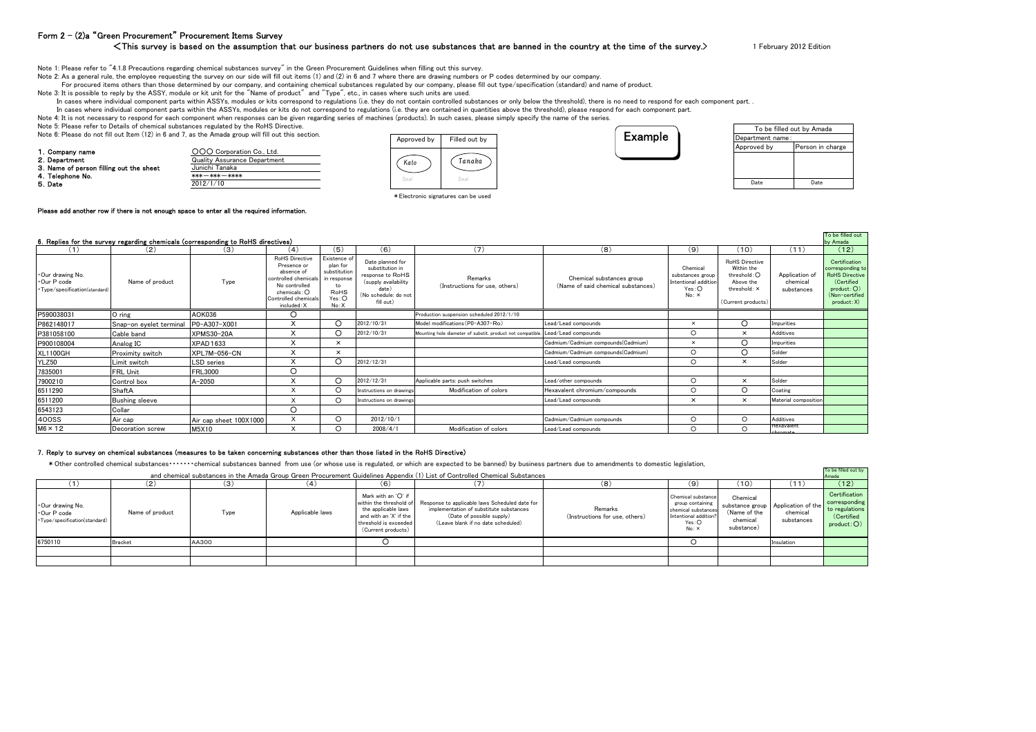# Form 2 – (2)a "Green Procurement" Procurement Items Survey

<This survey is based on the assumption that our business partners do not use substances that are banned in the country at the time of the survey.>

1 February 2012 Edition

Note 1: Please refer to "4.1.8 Precautions regarding chemical substances survey" in the Green Procurement Guidelines when filling out this survey.
Note 2: As a general rule, the employee requesting the survey on our side will fill out items (1) and (2) in 6 and 7 where there are drawing numbers or P codes determined by our company.
For procured items others than those determined by our company, and containing chemical substances regulated by our company, please fill out type/specification (standard) and name of product.
Note 3: It is possible to reply by the ASSY, module or kit unit for the "Name of product" and "Type", etc., in cases where such units are used.
In cases where individual component parts within ASSYs, modules or kits correspond to regulations (i.e. they do not contain controlled substances or only below the threshold), there is no need to respond for each component part. .
In cases where individual component parts within the ASSYs, modules or kits do not correspond to regulations (i.e. they are contained in quantities above the threshold), please respond for each component part.
Note 4: It is not necessary to respond for each component when responses can be given regarding series of machines (products). In such cases, please simply specify the name of the series.
Note 5: Please refer to Details of chemical substances regulated by the RoHS Directive.
Note 6: Please do not fill out Item (12) in 6 and 7, as the Amada group will fill out this section.

**Example**

1. Company name: ○○○ Corporation Co., Ltd.
2. Department: Quality Assurance Department
3. Name of person filling out the sheet: Junichi Tanaka
4. Telephone No.: ＊＊＊－＊＊＊－＊＊＊＊
5. Date: 2012/1/10

| Approved by | Filled out by |
|---|---|
| Kato (Seal) | Tanaka (Seal) |

＊Electronic signatures can be used

| To be filled out by Amada | |
|---|---|
| Department name： | |
| Approved by | Person in charge |
| | |
| Date | Date |

Please add another row if there is not enough space to enter all the required information.

## 6. Replies for the survey regarding chemicals (corresponding to RoHS directives)

| (1) | (2) | (3) | (4) | (5) | (6) | (7) | (8) | (9) | (10) | (11) | (12) To be filled out by Amada |
|---|---|---|---|---|---|---|---|---|---|---|---|
| ・Our drawing No. ・Our P code ・Type/specification(standard) | Name of product | Type | RoHS Directive Presence or absence of controlled chemicals No controlled chemicals：○ Controlled chemicals included：X | Existence of plan for substitution in response to RoHS Yes：○ No：X | Date planned for substitution in response to RoHS (supply availability date) (No schedule: do not fill out) | Remarks (Instructions for use, others) | Chemical substances group (Name of said chemical substances) | Chemical substances group Intentional addition Yes：○ No：× | RoHS Directive Within the threshold：○ Above the threshold：× (Current products) | Application of chemical substances | Certification corresponding to RoHS Directive (Certified product：○) (Non-certified product：X) |
| P590038031 | O ring | AOK036 | ○ | | | Production suspension scheduled 2012/1/10 | | | | | |
| P862148017 | Snap-on eyelet terminal | P0-A307-X001 | X | ○ | 2012/10/31 | Model modifications(P0-A307-Ro) | Lead/Lead compounds | × | ○ | Impurities | |
| P381058100 | Cable band | XPMS30-20A | X | ○ | 2012/10/31 | Mounting hole diameter of substit. product not compatible. | Lead/Lead compounds | ○ | × | Additives | |
| P900108004 | Analog IC | XPAD1633 | X | × | | | Cadmium/Cadmium compounds(Cadmium) | × | ○ | Impurities | |
| XL1100GH | Proximity switch | XPL7M-056-CN | X | × | | | Cadmium/Cadmium compounds(Cadmium) | ○ | ○ | Solder | |
| YLZ50 | Limit switch | LSD series | X | ○ | 2012/12/31 | | Lead/Lead compounds | ○ | × | Solder | |
| 7835001 | FRL Unit | FRL3000 | ○ | | | | | | | | |
| 7900210 | Control box | A-2050 | X | ○ | 2012/12/31 | Applicable parts: push switches | Lead/other compounds | ○ | × | Solder | |
| 6511290 | ShaftA | | X | ○ | Instructions on drawings | Modification of colors | Hexavalent chromium/compounds | ○ | ○ | Coating | |
| 6511200 | Bushing sleeve | | X | ○ | Instructions on drawings | | Lead/Lead compounds | × | × | Material composition | |
| 6543123 | Collar | | ○ | | | | | | | | |
| 400SS | Air cap | Air cap sheet 100X1000 | X | ○ | 2012/10/1 | | Cadmium/Cadmium compounds | ○ | ○ | Additives | |
| M6×12 | Decoration screw | M5X10 | X | ○ | 2008/4/1 | Modification of colors | Lead/Lead compounds | ○ | ○ | Hexavalent chromate | |

## 7. Reply to survey on chemical substances (measures to be taken concerning substances other than those listed in the RoHS Directive)

＊Other controlled chemical substances・・・・・・・chemical substances banned from use (or whose use is regulated, or which are expected to be banned) by business partners due to amendments to domestic legislation, and chemical substances in the Amada Group Green Procurement Guidelines Appendix (1) List of Controlled Chemical Substances

| (1) | (2) | (3) | (4) | (6) | (7) | (8) | (9) | (10) | (11) | (12) To be filled out by Amada |
|---|---|---|---|---|---|---|---|---|---|---|
| ・Our drawing No. ・Our P code ・Type/specification(standard) | Name of product | Type | Applicable laws | Mark with an 'O' if within the threshold of the applicable laws and with an 'X' if the threshold is exceeded (Current products) | Response to applicable laws Scheduled date for implementation of substitute substances (Date of possible supply) (Leave blank if no date scheduled) | Remarks (Instructions for use, others) | Chemical substance group containing chemical substances Intentional addition? Yes：○ No：× | Chemical substance group (Name of the chemical substance) | Application of the chemical substances | Certification corresponding to regulations (Certified product：○) |
| 6750110 | Bracket | AA300 | | ○ | | | ○ | | Insulation | |
| | | | | | | | | | | |
| | | | | | | | | | | |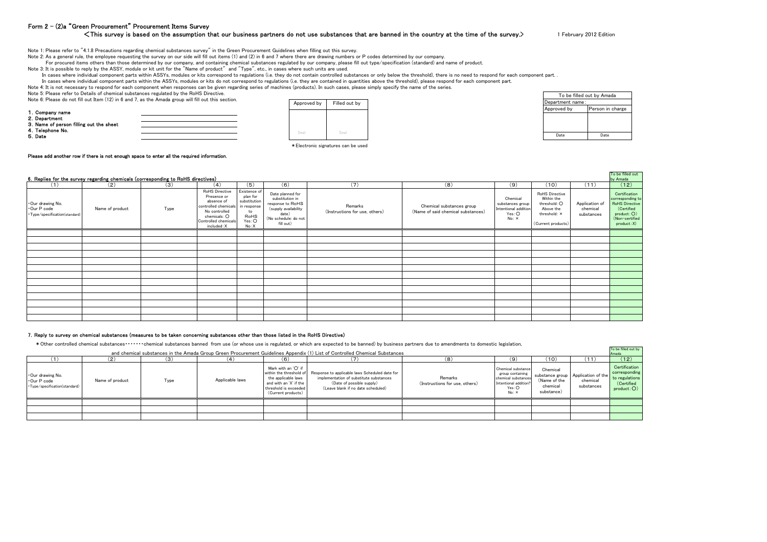# Form 2 - (2)a "Green Procurement" Procurement Items Survey

**<This survey is based on the assumption that our business partners do not use substances that are banned in the country at the time of the survey.>**

1 February 2012 Edition

Note 1: Please refer to "4.1.8 Precautions regarding chemical substances survey" in the Green Procurement Guidelines when filling out this survey.

Note 2: As a general rule, the employee requesting the survey on our side will fill out items (1) and (2) in 6 and 7 where there are drawing numbers or P codes determined by our company.
For procured items others than those determined by our company, and containing chemical substances regulated by our company, please fill out type/specification (standard) and name of product.

Note 3: It is possible to reply by the ASSY, module or kit unit for the "Name of product" and "Type", etc., in cases where such units are used.
In cases where individual component parts within ASSYs, modules or kits correspond to regulations (i.e. they do not contain controlled substances or only below the threshold), there is no need to respond for each component part. .
In cases where individual component parts within the ASSYs, modules or kits do not correspond to regulations (i.e. they are contained in quantities above the threshold), please respond for each component part.

Note 4: It is not necessary to respond for each component when responses can be given regarding series of machines (products). In such cases, please simply specify the name of the series.

Note 5: Please refer to Details of chemical substances regulated by the RoHS Directive.

Note 6: Please do not fill out Item (12) in 6 and 7, as the Amada group will fill out this section.

1. Company name
2. Department
3. Name of person filling out the sheet
4. Telephone No.
5. Date

| Approved by | Filled out by |
|---|---|
| Seal | Seal |

*Electronic signatures can be used

| To be filled out by Amada | |
|---|---|
| Department name: | |
| Approved by | Person in charge |
| | |
| Date | Date |

Please add another row if there is not enough space to enter all the required information.

## 6. Replies for the survey regarding chemicals (corresponding to RoHS directives)

| (1) | (2) | (3) | (4) | (5) | (6) | (7) | (8) | (9) | (10) | (11) | To be filled out by Amada (12) |
|---|---|---|---|---|---|---|---|---|---|---|---|
| ・Our drawing No. ・Our P code ・Type/specification(standard) | Name of product | Type | RoHS Directive Presence or absence of controlled chemicals No controlled chemicals:○ Controlled chemicals included:X | Existence of plan for substitution in response to RoHS Yes:○ No:X | Date planned for substitution in response to RoHS (supply availability date) (No schedule: do not fill out) | Remarks (Instructions for use, others) | Chemical substances group (Name of said chemical substances) | Chemical substances group Intentional addition Yes:○ No:× | RoHS Directive Within the threshold:○ Above the threshold:× (Current products) | Application of chemical substances | Certification corresponding to RoHS Directive (Certified product:○) (Non-certified product:X) |
| | | | | | | | | | | | |
| | | | | | | | | | | | |
| | | | | | | | | | | | |
| | | | | | | | | | | | |
| | | | | | | | | | | | |
| | | | | | | | | | | | |
| | | | | | | | | | | | |
| | | | | | | | | | | | |
| | | | | | | | | | | | |
| | | | | | | | | | | | |
| | | | | | | | | | | | |
| | | | | | | | | | | | |

## 7. Reply to survey on chemical substances (measures to be taken concerning substances other than those listed in the RoHS Directive)

*Other controlled chemical substances・・・・・・・chemical substances banned from use (or whose use is regulated, or which are expected to be banned) by business partners due to amendments to domestic legislation,
and chemical substances in the Amada Group Green Procurement Guidelines Appendix (1) List of Controlled Chemical Substances

| (1) | (2) | (3) | (4) | (6) | (7) | (8) | (9) | (10) | (11) | To be filled out by Amada (12) |
|---|---|---|---|---|---|---|---|---|---|---|
| ・Our drawing No. ・Our P code ・Type/specification(standard) | Name of product | Type | Applicable laws | Mark with an 'O' if within the threshold of the applicable laws and with an 'X' if the threshold is exceeded (Current products) | Response to applicable laws Scheduled date for implementation of substitute substances (Date of possible supply) (Leave blank if no date scheduled) | Remarks (Instructions for use, others) | Chemical substance group containing chemical substances Intentional addition? Yes:○ No:× | Chemical substance group (Name of the chemical substance) | Application of the chemical substances | Certification corresponding to regulations (Certified product:○) |
| | | | | | | | | | | |
| | | | | | | | | | | |
| | | | | | | | | | | |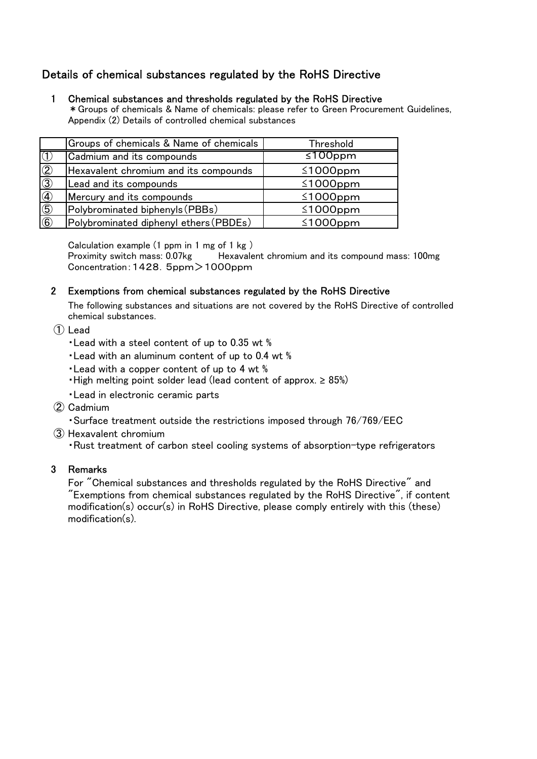# Details of chemical substances regulated by the RoHS Directive

## 1　Chemical substances and thresholds regulated by the RoHS Directive

＊Groups of chemicals & Name of chemicals: please refer to Green Procurement Guidelines, Appendix (2) Details of controlled chemical substances

| | Groups of chemicals & Name of chemicals | Threshold |
|---|---|---|
| ① | Cadmium and its compounds | ≤100ppm |
| ② | Hexavalent chromium and its compounds | ≤1000ppm |
| ③ | Lead and its compounds | ≤1000ppm |
| ④ | Mercury and its compounds | ≤1000ppm |
| ⑤ | Polybrominated biphenyls (PBBs) | ≤1000ppm |
| ⑥ | Polybrominated diphenyl ethers (PBDEs) | ≤1000ppm |

Calculation example (1 ppm in 1 mg of 1 kg )
Proximity switch mass: 0.07kg　　Hexavalent chromium and its compound mass: 100mg
Concentration：1428．5ppm＞1000ppm

## 2　Exemptions from chemical substances regulated by the RoHS Directive

The following substances and situations are not covered by the RoHS Directive of controlled chemical substances.

① Lead
- Lead with a steel content of up to 0.35 wt %
- Lead with an aluminum content of up to 0.4 wt %
- Lead with a copper content of up to 4 wt %
- High melting point solder lead (lead content of approx. ≥ 85%)
- Lead in electronic ceramic parts

② Cadmium
- Surface treatment outside the restrictions imposed through 76/769/EEC

③ Hexavalent chromium
- Rust treatment of carbon steel cooling systems of absorption-type refrigerators

## 3　Remarks

For "Chemical substances and thresholds regulated by the RoHS Directive" and "Exemptions from chemical substances regulated by the RoHS Directive", if content modification(s) occur(s) in RoHS Directive, please comply entirely with this (these) modification(s).